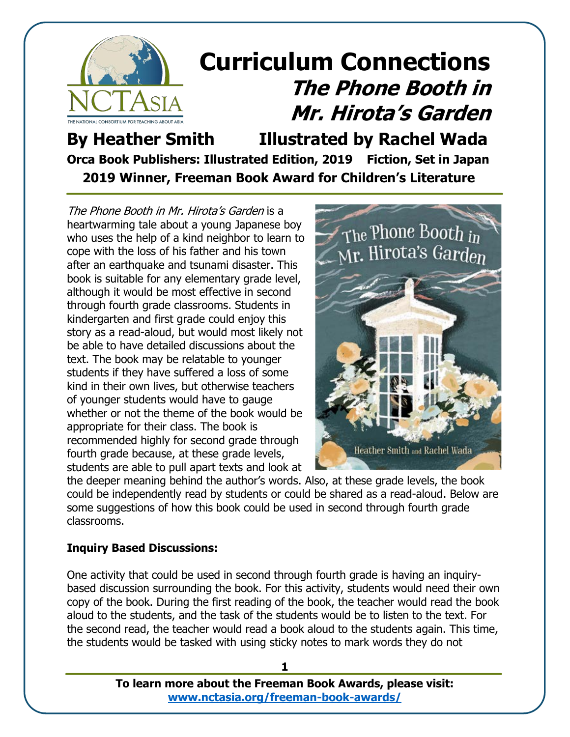# Curriculum Connections

## *The Phone Booth in Mr. Hirota's Garden*

**By Heather Smith Illustrated by Rachel Wada**

**Orca Book Publishers: Illustrated Edition, 2019 Fiction, Set in Japan**

**2019 Winner, Freeman Book Award for Children's Literature**

*The Phone Booth in Mr. Hirota's Garden* is a heartwarming tale about a young Japanese boy who uses the help of a kind neighbor to learn to cope with the loss of his father and his town after an earthquake and tsunami disaster. This book is suitable for any elementary grade level, although it would be most effective in second through fourth grade classrooms. Students in kindergarten and first grade could enjoy this story as a read-aloud, but would most likely not be able to have detailed discussions about the text. The book may be relatable to younger students if they have suffered a loss of some kind in their own lives, but otherwise teachers of younger students would have to gauge whether or not the theme of the book would be appropriate for their class. The book is recommended highly for second grade through fourth grade because, at these grade levels, students are able to pull apart texts and look at the deeper meaning behind the author's words. Also, at these grade levels, the book could be independently read by students or could be shared as a read-aloud. Below are some suggestions of how this book could be used in second through fourth grade classrooms.

**Inquiry Based Discussions:**

One activity that could be used in second through fourth grade is having an inquiry-based discussion surrounding the book. For this activity, students would need their own copy of the book. During the first reading of the book, the teacher would read the book aloud to the students, and the task of the students would be to listen to the text. For the second read, the teacher would read a book aloud to the students again. This time, the students would be tasked with using sticky notes to mark words they do not

**To learn more about the Freeman Book Awards, please visit:**
**www.nctasia.org/freeman-book-awards/**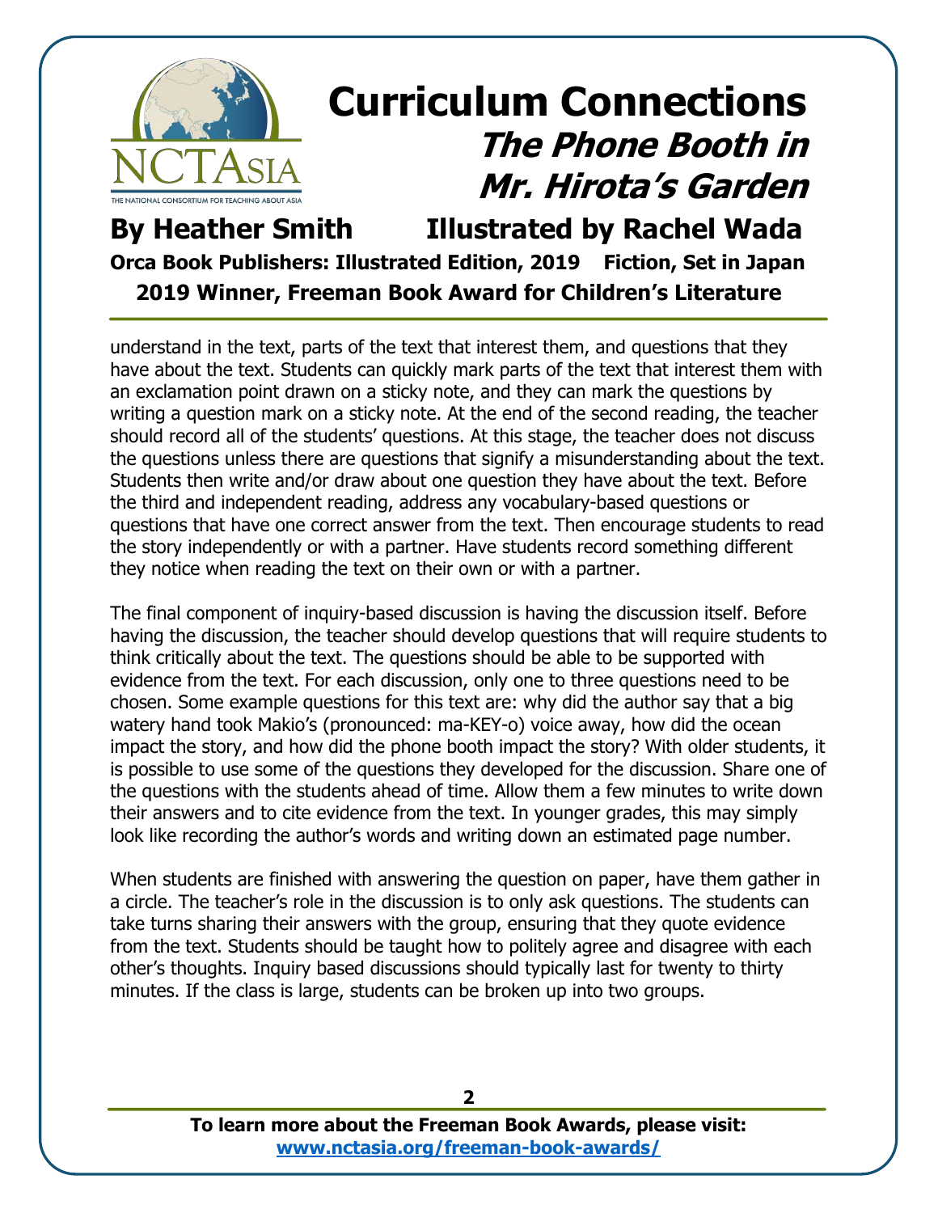understand in the text, parts of the text that interest them, and questions that they have about the text. Students can quickly mark parts of the text that interest them with an exclamation point drawn on a sticky note, and they can mark the questions by writing a question mark on a sticky note. At the end of the second reading, the teacher should record all of the students' questions. At this stage, the teacher does not discuss the questions unless there are questions that signify a misunderstanding about the text. Students then write and/or draw about one question they have about the text. Before the third and independent reading, address any vocabulary-based questions or questions that have one correct answer from the text. Then encourage students to read the story independently or with a partner. Have students record something different they notice when reading the text on their own or with a partner.

The final component of inquiry-based discussion is having the discussion itself. Before having the discussion, the teacher should develop questions that will require students to think critically about the text. The questions should be able to be supported with evidence from the text. For each discussion, only one to three questions need to be chosen. Some example questions for this text are: why did the author say that a big watery hand took Makio's (pronounced: ma-KEY-o) voice away, how did the ocean impact the story, and how did the phone booth impact the story? With older students, it is possible to use some of the questions they developed for the discussion. Share one of the questions with the students ahead of time. Allow them a few minutes to write down their answers and to cite evidence from the text. In younger grades, this may simply look like recording the author's words and writing down an estimated page number.

When students are finished with answering the question on paper, have them gather in a circle. The teacher's role in the discussion is to only ask questions. The students can take turns sharing their answers with the group, ensuring that they quote evidence from the text. Students should be taught how to politely agree and disagree with each other's thoughts. Inquiry based discussions should typically last for twenty to thirty minutes. If the class is large, students can be broken up into two groups.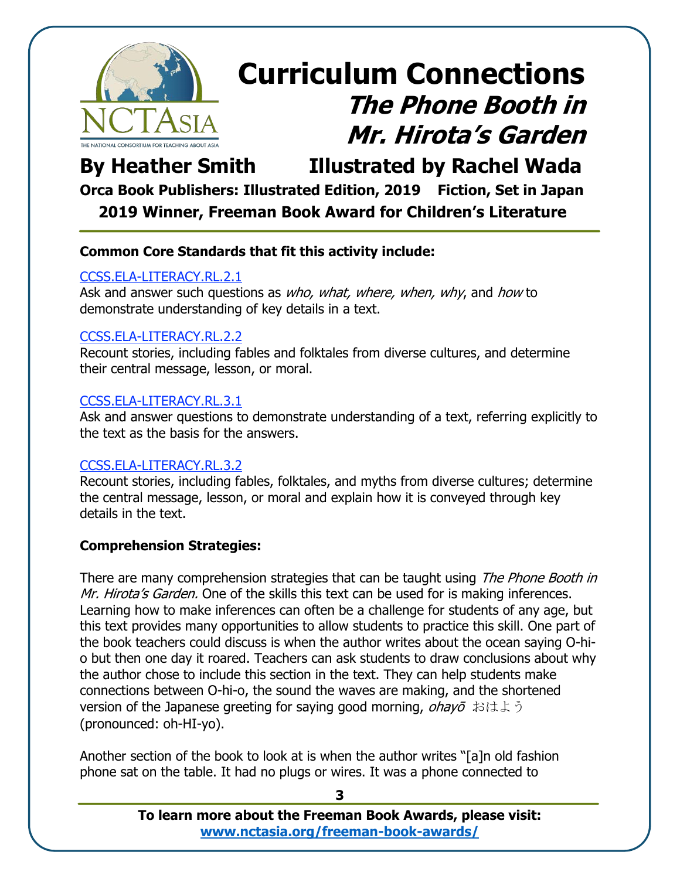# Curriculum Connections

## *The Phone Booth in Mr. Hirota's Garden*

**By Heather Smith        Illustrated by Rachel Wada**

**Orca Book Publishers: Illustrated Edition, 2019    Fiction, Set in Japan**

**2019 Winner, Freeman Book Award for Children's Literature**

**Common Core Standards that fit this activity include:**

CCSS.ELA-LITERACY.RL.2.1
Ask and answer such questions as *who, what, where, when, why*, and *how* to demonstrate understanding of key details in a text.

CCSS.ELA-LITERACY.RL.2.2
Recount stories, including fables and folktales from diverse cultures, and determine their central message, lesson, or moral.

CCSS.ELA-LITERACY.RL.3.1
Ask and answer questions to demonstrate understanding of a text, referring explicitly to the text as the basis for the answers.

CCSS.ELA-LITERACY.RL.3.2
Recount stories, including fables, folktales, and myths from diverse cultures; determine the central message, lesson, or moral and explain how it is conveyed through key details in the text.

**Comprehension Strategies:**

There are many comprehension strategies that can be taught using *The Phone Booth in Mr. Hirota's Garden.* One of the skills this text can be used for is making inferences. Learning how to make inferences can often be a challenge for students of any age, but this text provides many opportunities to allow students to practice this skill. One part of the book teachers could discuss is when the author writes about the ocean saying O-hi-o but then one day it roared. Teachers can ask students to draw conclusions about why the author chose to include this section in the text. They can help students make connections between O-hi-o, the sound the waves are making, and the shortened version of the Japanese greeting for saying good morning, *ohayō* おはよう (pronounced: oh-HI-yo).

Another section of the book to look at is when the author writes "[a]n old fashion phone sat on the table. It had no plugs or wires. It was a phone connected to

**To learn more about the Freeman Book Awards, please visit:** **www.nctasia.org/freeman-book-awards/**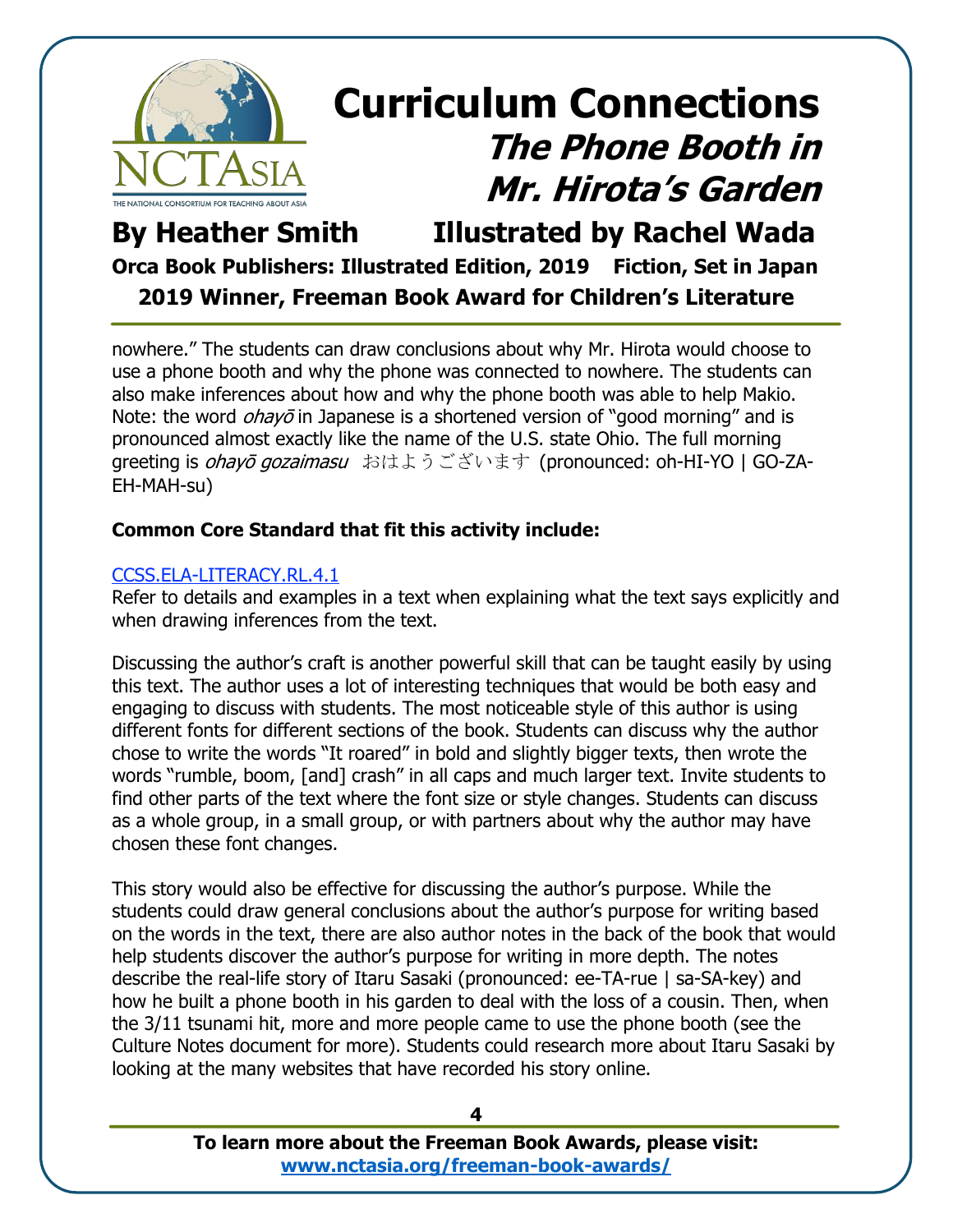nowhere." The students can draw conclusions about why Mr. Hirota would choose to use a phone booth and why the phone was connected to nowhere. The students can also make inferences about how and why the phone booth was able to help Makio. Note: the word *ohayō* in Japanese is a shortened version of "good morning" and is pronounced almost exactly like the name of the U.S. state Ohio. The full morning greeting is *ohayō gozaimasu* おはようございます (pronounced: oh-HI-YO | GO-ZA-EH-MAH-su)

**Common Core Standard that fit this activity include:**

CCSS.ELA-LITERACY.RL.4.1
Refer to details and examples in a text when explaining what the text says explicitly and when drawing inferences from the text.

Discussing the author's craft is another powerful skill that can be taught easily by using this text. The author uses a lot of interesting techniques that would be both easy and engaging to discuss with students. The most noticeable style of this author is using different fonts for different sections of the book. Students can discuss why the author chose to write the words "It roared" in bold and slightly bigger texts, then wrote the words "rumble, boom, [and] crash" in all caps and much larger text. Invite students to find other parts of the text where the font size or style changes. Students can discuss as a whole group, in a small group, or with partners about why the author may have chosen these font changes.

This story would also be effective for discussing the author's purpose. While the students could draw general conclusions about the author's purpose for writing based on the words in the text, there are also author notes in the back of the book that would help students discover the author's purpose for writing in more depth. The notes describe the real-life story of Itaru Sasaki (pronounced: ee-TA-rue | sa-SA-key) and how he built a phone booth in his garden to deal with the loss of a cousin. Then, when the 3/11 tsunami hit, more and more people came to use the phone booth (see the Culture Notes document for more). Students could research more about Itaru Sasaki by looking at the many websites that have recorded his story online.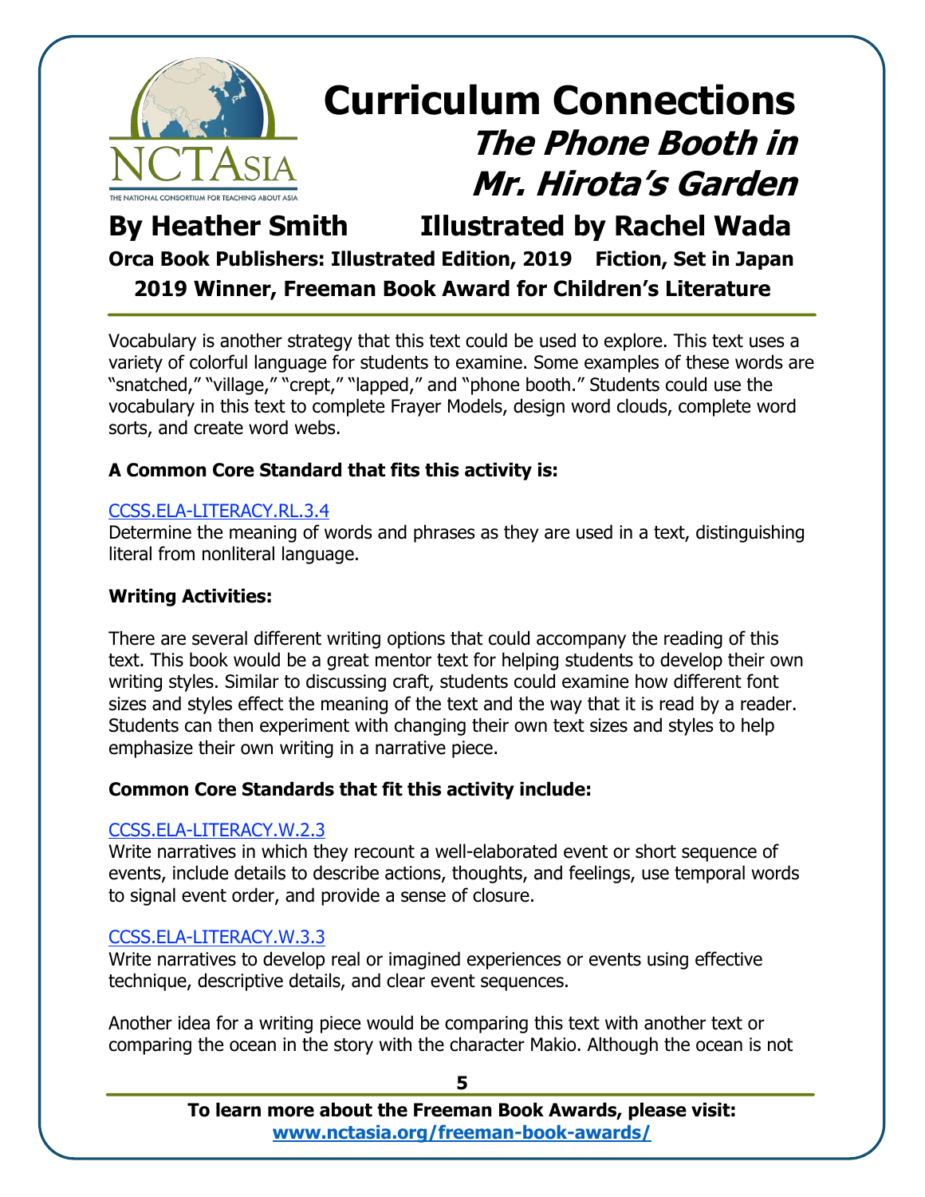# Curriculum Connections

## *The Phone Booth in Mr. Hirota's Garden*

**By Heather Smith Illustrated by Rachel Wada**

**Orca Book Publishers: Illustrated Edition, 2019 Fiction, Set in Japan**

**2019 Winner, Freeman Book Award for Children's Literature**

Vocabulary is another strategy that this text could be used to explore. This text uses a variety of colorful language for students to examine. Some examples of these words are "snatched," "village," "crept," "lapped," and "phone booth." Students could use the vocabulary in this text to complete Frayer Models, design word clouds, complete word sorts, and create word webs.

**A Common Core Standard that fits this activity is:**

CCSS.ELA-LITERACY.RL.3.4
Determine the meaning of words and phrases as they are used in a text, distinguishing literal from nonliteral language.

**Writing Activities:**

There are several different writing options that could accompany the reading of this text. This book would be a great mentor text for helping students to develop their own writing styles. Similar to discussing craft, students could examine how different font sizes and styles effect the meaning of the text and the way that it is read by a reader. Students can then experiment with changing their own text sizes and styles to help emphasize their own writing in a narrative piece.

**Common Core Standards that fit this activity include:**

CCSS.ELA-LITERACY.W.2.3
Write narratives in which they recount a well-elaborated event or short sequence of events, include details to describe actions, thoughts, and feelings, use temporal words to signal event order, and provide a sense of closure.

CCSS.ELA-LITERACY.W.3.3
Write narratives to develop real or imagined experiences or events using effective technique, descriptive details, and clear event sequences.

Another idea for a writing piece would be comparing this text with another text or comparing the ocean in the story with the character Makio. Although the ocean is not

**To learn more about the Freeman Book Awards, please visit:**
**www.nctasia.org/freeman-book-awards/**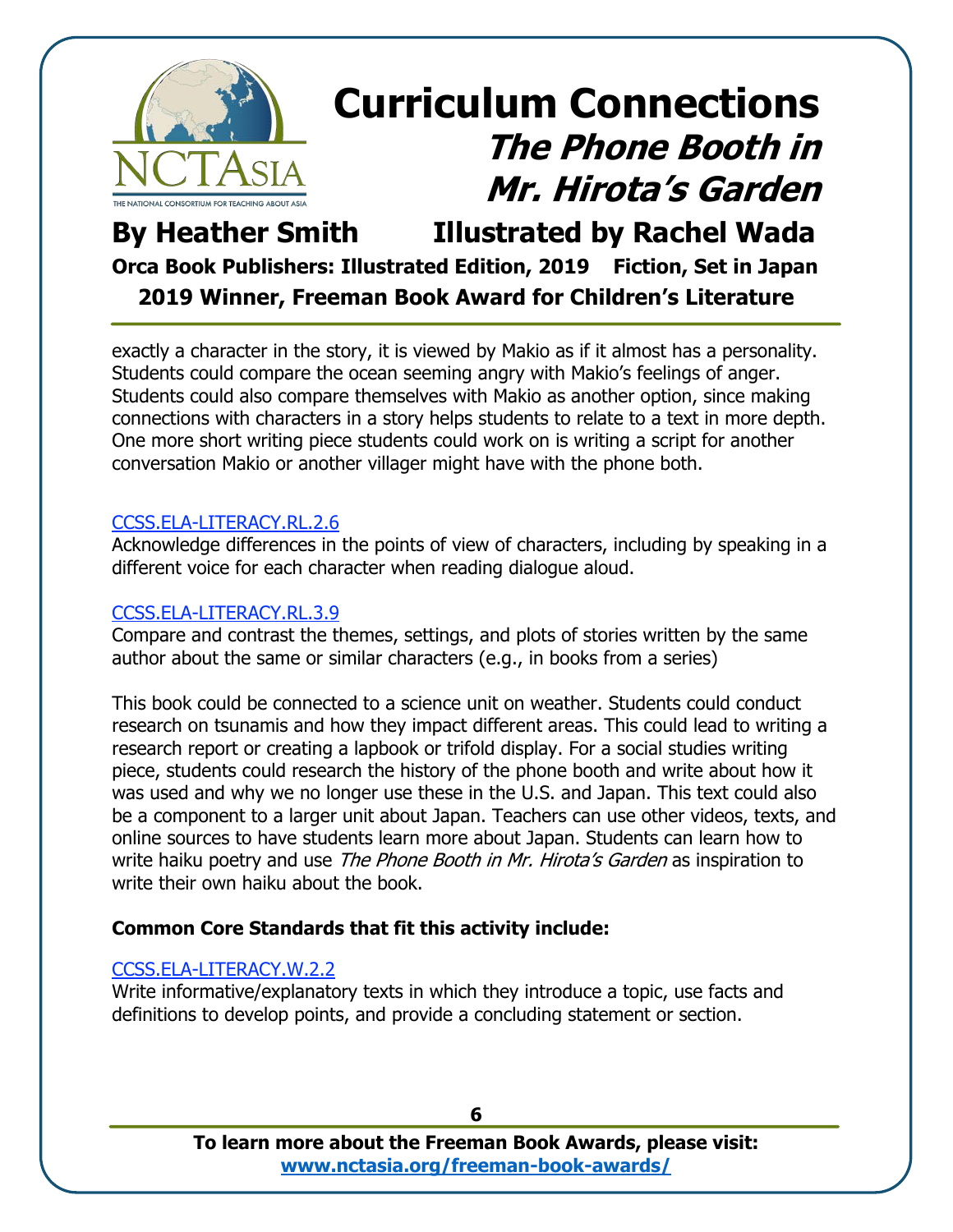exactly a character in the story, it is viewed by Makio as if it almost has a personality. Students could compare the ocean seeming angry with Makio's feelings of anger. Students could also compare themselves with Makio as another option, since making connections with characters in a story helps students to relate to a text in more depth. One more short writing piece students could work on is writing a script for another conversation Makio or another villager might have with the phone both.

CCSS.ELA-LITERACY.RL.2.6
Acknowledge differences in the points of view of characters, including by speaking in a different voice for each character when reading dialogue aloud.

CCSS.ELA-LITERACY.RL.3.9
Compare and contrast the themes, settings, and plots of stories written by the same author about the same or similar characters (e.g., in books from a series)

This book could be connected to a science unit on weather. Students could conduct research on tsunamis and how they impact different areas. This could lead to writing a research report or creating a lapbook or trifold display. For a social studies writing piece, students could research the history of the phone booth and write about how it was used and why we no longer use these in the U.S. and Japan. This text could also be a component to a larger unit about Japan. Teachers can use other videos, texts, and online sources to have students learn more about Japan. Students can learn how to write haiku poetry and use *The Phone Booth in Mr. Hirota's Garden* as inspiration to write their own haiku about the book.

**Common Core Standards that fit this activity include:**

CCSS.ELA-LITERACY.W.2.2
Write informative/explanatory texts in which they introduce a topic, use facts and definitions to develop points, and provide a concluding statement or section.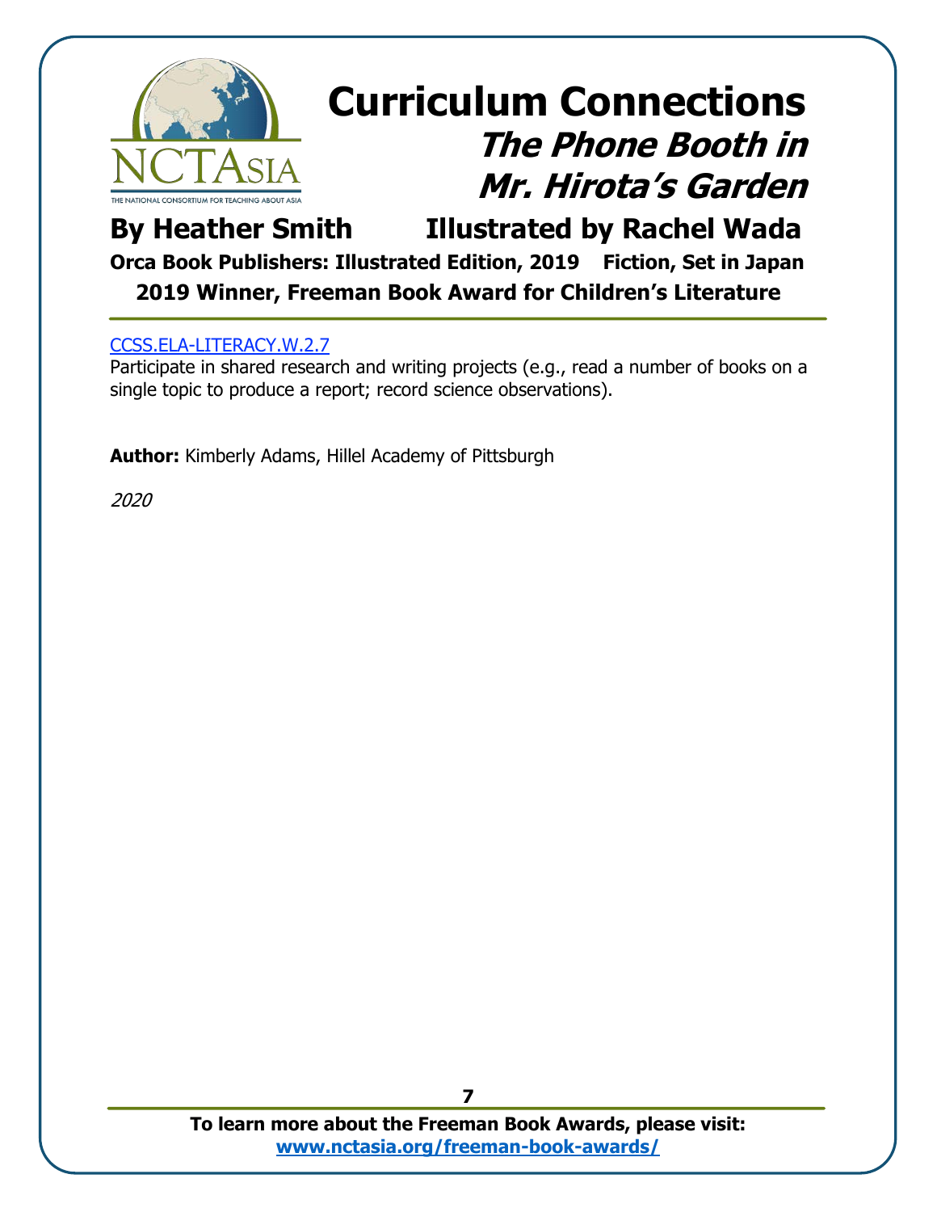# Curriculum Connections

## *The Phone Booth in Mr. Hirota's Garden*

**By Heather Smith          Illustrated by Rachel Wada**

**Orca Book Publishers: Illustrated Edition, 2019     Fiction, Set in Japan**

**2019 Winner, Freeman Book Award for Children's Literature**

---

CCSS.ELA-LITERACY.W.2.7
Participate in shared research and writing projects (e.g., read a number of books on a single topic to produce a report; record science observations).

**Author:** Kimberly Adams, Hillel Academy of Pittsburgh

*2020*

---

**To learn more about the Freeman Book Awards, please visit:**
**www.nctasia.org/freeman-book-awards/**